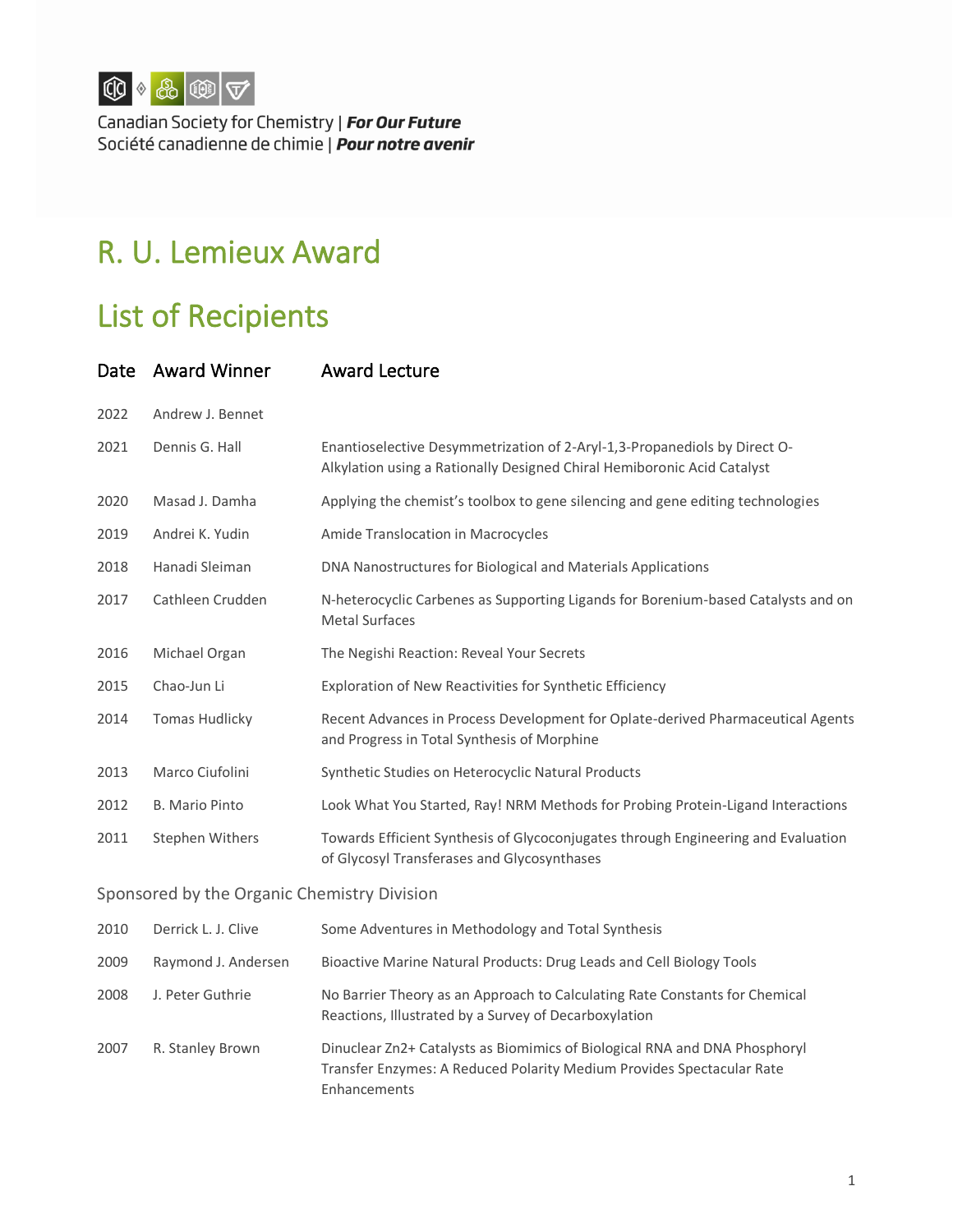Canadian Society for Chemistry | ***For Our Future***
Société canadienne de chimie | ***Pour notre avenir***

# R. U. Lemieux Award

# List of Recipients

| Date | Award Winner | Award Lecture |
|---|---|---|
| 2022 | Andrew J. Bennet | |
| 2021 | Dennis G. Hall | Enantioselective Desymmetrization of 2-Aryl-1,3-Propanediols by Direct O-Alkylation using a Rationally Designed Chiral Hemiboronic Acid Catalyst |
| 2020 | Masad J. Damha | Applying the chemist's toolbox to gene silencing and gene editing technologies |
| 2019 | Andrei K. Yudin | Amide Translocation in Macrocycles |
| 2018 | Hanadi Sleiman | DNA Nanostructures for Biological and Materials Applications |
| 2017 | Cathleen Crudden | N-heterocyclic Carbenes as Supporting Ligands for Borenium-based Catalysts and on Metal Surfaces |
| 2016 | Michael Organ | The Negishi Reaction: Reveal Your Secrets |
| 2015 | Chao-Jun Li | Exploration of New Reactivities for Synthetic Efficiency |
| 2014 | Tomas Hudlicky | Recent Advances in Process Development for Oplate-derived Pharmaceutical Agents and Progress in Total Synthesis of Morphine |
| 2013 | Marco Ciufolini | Synthetic Studies on Heterocyclic Natural Products |
| 2012 | B. Mario Pinto | Look What You Started, Ray! NRM Methods for Probing Protein-Ligand Interactions |
| 2011 | Stephen Withers | Towards Efficient Synthesis of Glycoconjugates through Engineering and Evaluation of Glycosyl Transferases and Glycosynthases |

Sponsored by the Organic Chemistry Division

| Date | Award Winner | Award Lecture |
|---|---|---|
| 2010 | Derrick L. J. Clive | Some Adventures in Methodology and Total Synthesis |
| 2009 | Raymond J. Andersen | Bioactive Marine Natural Products: Drug Leads and Cell Biology Tools |
| 2008 | J. Peter Guthrie | No Barrier Theory as an Approach to Calculating Rate Constants for Chemical Reactions, Illustrated by a Survey of Decarboxylation |
| 2007 | R. Stanley Brown | Dinuclear $Zn^{2+}$ Catalysts as Biomimics of Biological RNA and DNA Phosphoryl Transfer Enzymes: A Reduced Polarity Medium Provides Spectacular Rate Enhancements |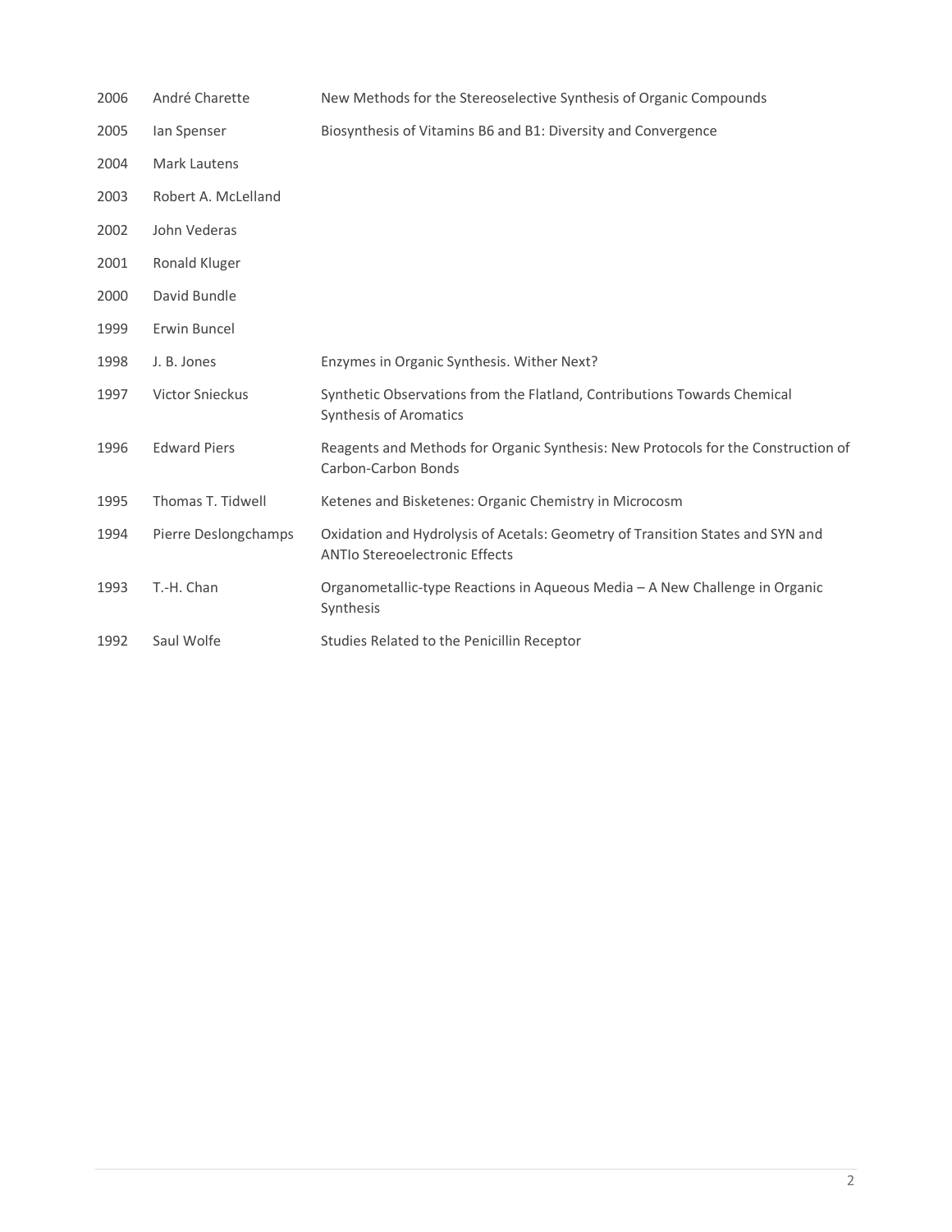| | | |
|---|---|---|
| 2006 | André Charette | New Methods for the Stereoselective Synthesis of Organic Compounds |
| 2005 | Ian Spenser | Biosynthesis of Vitamins B6 and B1: Diversity and Convergence |
| 2004 | Mark Lautens | |
| 2003 | Robert A. McLelland | |
| 2002 | John Vederas | |
| 2001 | Ronald Kluger | |
| 2000 | David Bundle | |
| 1999 | Erwin Buncel | |
| 1998 | J. B. Jones | Enzymes in Organic Synthesis. Wither Next? |
| 1997 | Victor Snieckus | Synthetic Observations from the Flatland, Contributions Towards Chemical Synthesis of Aromatics |
| 1996 | Edward Piers | Reagents and Methods for Organic Synthesis: New Protocols for the Construction of Carbon-Carbon Bonds |
| 1995 | Thomas T. Tidwell | Ketenes and Bisketenes: Organic Chemistry in Microcosm |
| 1994 | Pierre Deslongchamps | Oxidation and Hydrolysis of Acetals: Geometry of Transition States and SYN and ANTIo Stereoelectronic Effects |
| 1993 | T.-H. Chan | Organometallic-type Reactions in Aqueous Media – A New Challenge in Organic Synthesis |
| 1992 | Saul Wolfe | Studies Related to the Penicillin Receptor |